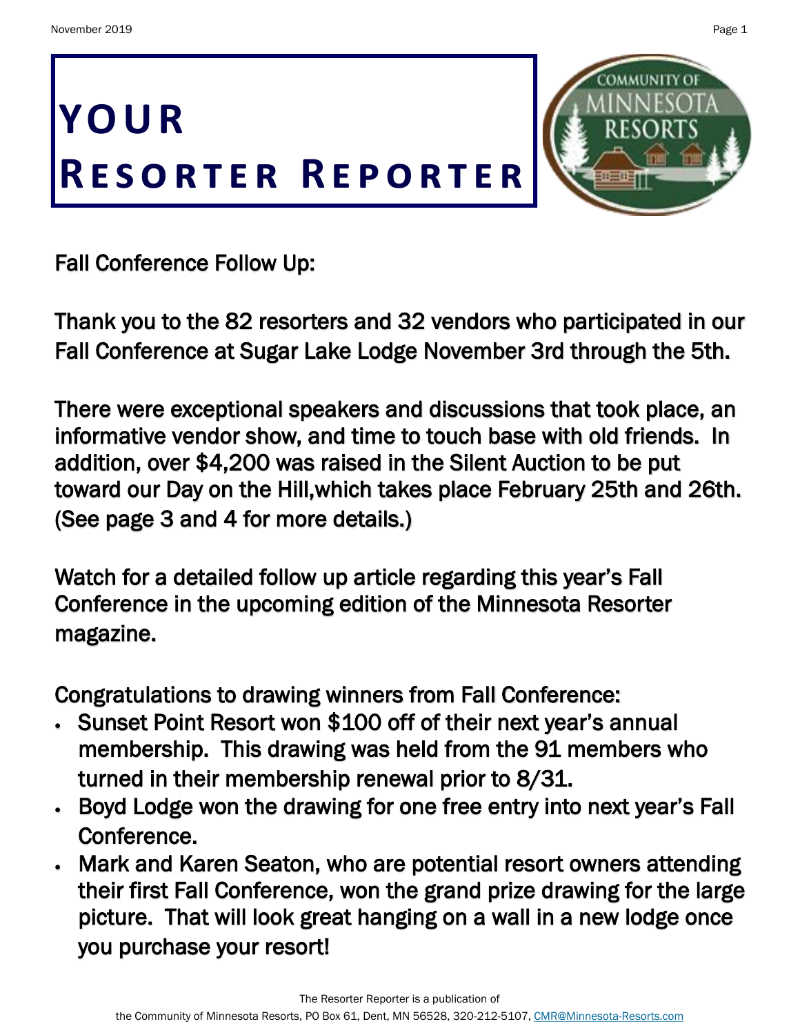# YOUR RESORTER REPORTER

Fall Conference Follow Up:

Thank you to the 82 resorters and 32 vendors who participated in our Fall Conference at Sugar Lake Lodge November 3rd through the 5th.

There were exceptional speakers and discussions that took place, an informative vendor show, and time to touch base with old friends. In addition, over $4,200 was raised in the Silent Auction to be put toward our Day on the Hill,which takes place February 25th and 26th. (See page 3 and 4 for more details.)

Watch for a detailed follow up article regarding this year's Fall Conference in the upcoming edition of the Minnesota Resorter magazine.

Congratulations to drawing winners from Fall Conference:

- Sunset Point Resort won $100 off of their next year's annual membership. This drawing was held from the 91 members who turned in their membership renewal prior to 8/31.
- Boyd Lodge won the drawing for one free entry into next year's Fall Conference.
- Mark and Karen Seaton, who are potential resort owners attending their first Fall Conference, won the grand prize drawing for the large picture. That will look great hanging on a wall in a new lodge once you purchase your resort!

The Resorter Reporter is a publication of the Community of Minnesota Resorts, PO Box 61, Dent, MN 56528, 320-212-5107, CMR@Minnesota-Resorts.com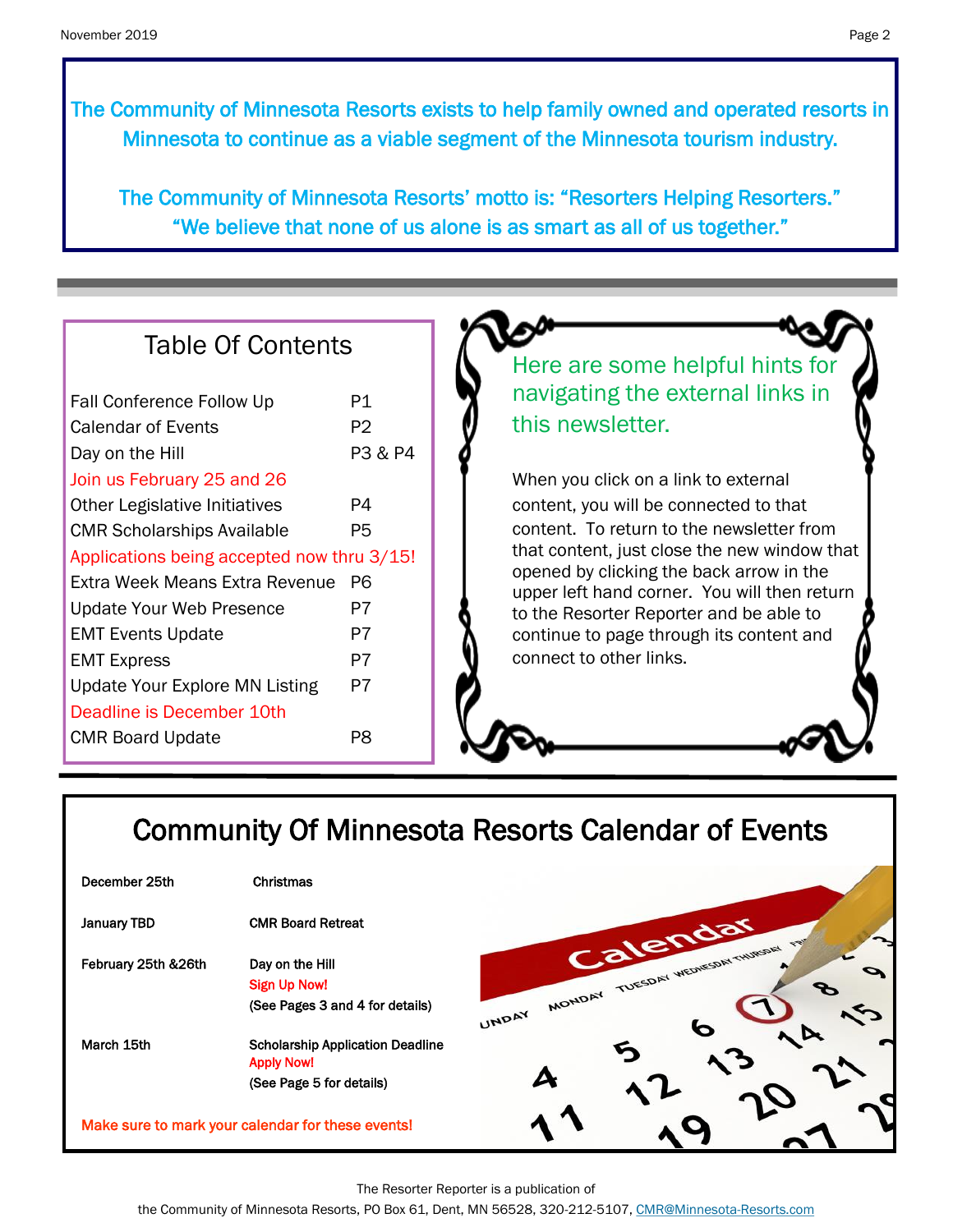The Community of Minnesota Resorts exists to help family owned and operated resorts in Minnesota to continue as a viable segment of the Minnesota tourism industry.

The Community of Minnesota Resorts' motto is: "Resorters Helping Resorters." "We believe that none of us alone is as smart as all of us together."

## Table Of Contents

| | |
|---|---|
| Fall Conference Follow Up | P1 |
| Calendar of Events | P2 |
| Day on the Hill | P3 & P4 |
| Join us February 25 and 26 | |
| Other Legislative Initiatives | P4 |
| CMR Scholarships Available | P5 |
| Applications being accepted now thru 3/15! | |
| Extra Week Means Extra Revenue | P6 |
| Update Your Web Presence | P7 |
| EMT Events Update | P7 |
| EMT Express | P7 |
| Update Your Explore MN Listing | P7 |
| Deadline is December 10th | |
| CMR Board Update | P8 |

### Here are some helpful hints for navigating the external links in this newsletter.

When you click on a link to external content, you will be connected to that content. To return to the newsletter from that content, just close the new window that opened by clicking the back arrow in the upper left hand corner. You will then return to the Resorter Reporter and be able to continue to page through its content and connect to other links.

## Community Of Minnesota Resorts Calendar of Events

| | |
|---|---|
| **December 25th** | **Christmas** |
| **January TBD** | **CMR Board Retreat** |
| **February 25th &26th** | **Day on the Hill**<br>**Sign Up Now!**<br>**(See Pages 3 and 4 for details)** |
| **March 15th** | **Scholarship Application Deadline**<br>**Apply Now!**<br>**(See Page 5 for details)** |

**Make sure to mark your calendar for these events!**

The Resorter Reporter is a publication of the Community of Minnesota Resorts, PO Box 61, Dent, MN 56528, 320-212-5107, CMR@Minnesota-Resorts.com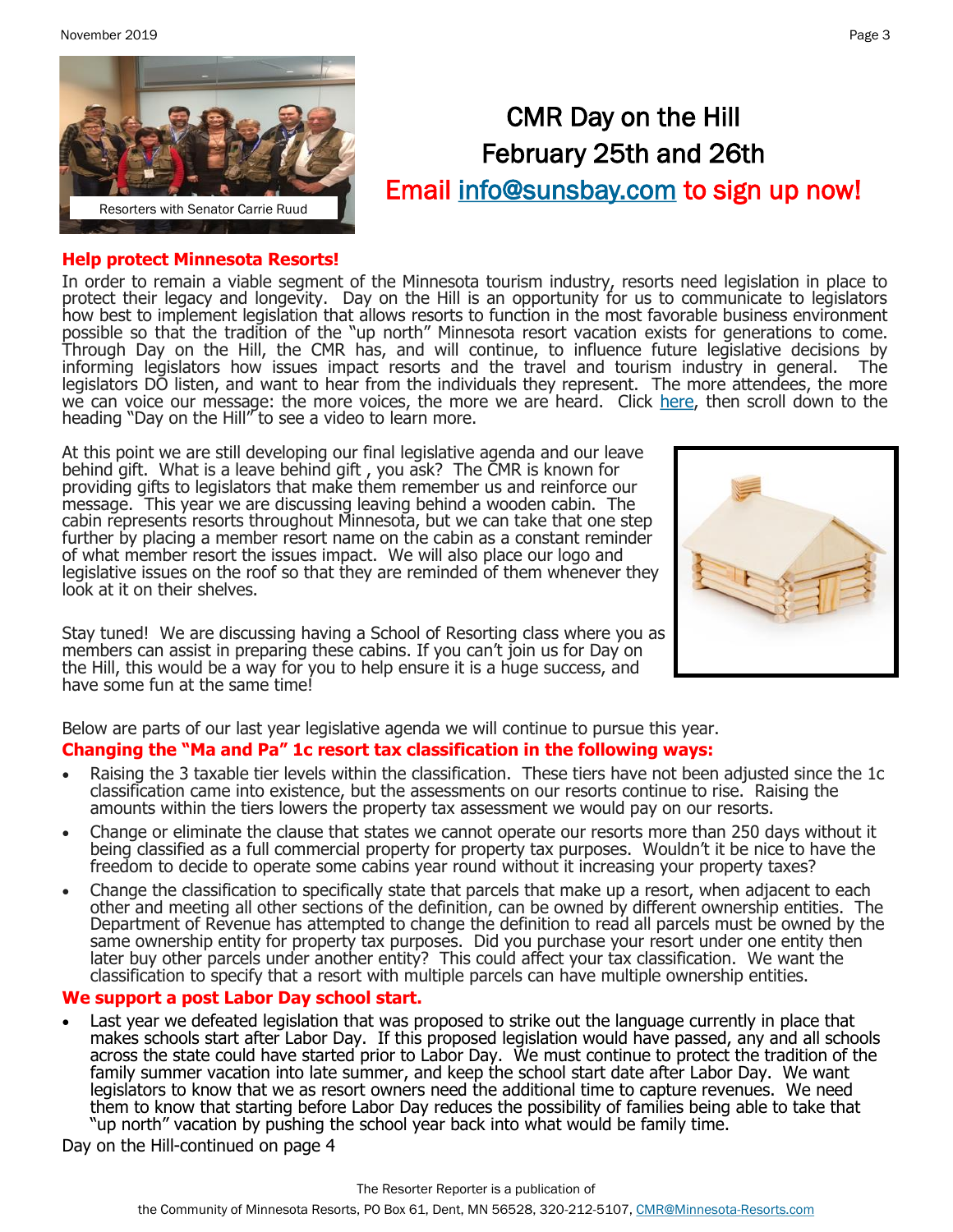Resorters with Senator Carrie Ruud

# CMR Day on the Hill
## February 25th and 26th
## Email info@sunsbay.com to sign up now!

**Help protect Minnesota Resorts!**

In order to remain a viable segment of the Minnesota tourism industry, resorts need legislation in place to protect their legacy and longevity. Day on the Hill is an opportunity for us to communicate to legislators how best to implement legislation that allows resorts to function in the most favorable business environment possible so that the tradition of the "up north" Minnesota resort vacation exists for generations to come. Through Day on the Hill, the CMR has, and will continue, to influence future legislative decisions by informing legislators how issues impact resorts and the travel and tourism industry in general. The legislators DO listen, and want to hear from the individuals they represent. The more attendees, the more we can voice our message: the more voices, the more we are heard. Click here, then scroll down to the heading "Day on the Hill" to see a video to learn more.

At this point we are still developing our final legislative agenda and our leave behind gift. What is a leave behind gift , you ask? The CMR is known for providing gifts to legislators that make them remember us and reinforce our message. This year we are discussing leaving behind a wooden cabin. The cabin represents resorts throughout Minnesota, but we can take that one step further by placing a member resort name on the cabin as a constant reminder of what member resort the issues impact. We will also place our logo and legislative issues on the roof so that they are reminded of them whenever they look at it on their shelves.

Stay tuned! We are discussing having a School of Resorting class where you as members can assist in preparing these cabins. If you can't join us for Day on the Hill, this would be a way for you to help ensure it is a huge success, and have some fun at the same time!

Below are parts of our last year legislative agenda we will continue to pursue this year.

**Changing the "Ma and Pa" 1c resort tax classification in the following ways:**

- Raising the 3 taxable tier levels within the classification. These tiers have not been adjusted since the 1c classification came into existence, but the assessments on our resorts continue to rise. Raising the amounts within the tiers lowers the property tax assessment we would pay on our resorts.
- Change or eliminate the clause that states we cannot operate our resorts more than 250 days without it being classified as a full commercial property for property tax purposes. Wouldn't it be nice to have the freedom to decide to operate some cabins year round without it increasing your property taxes?
- Change the classification to specifically state that parcels that make up a resort, when adjacent to each other and meeting all other sections of the definition, can be owned by different ownership entities. The Department of Revenue has attempted to change the definition to read all parcels must be owned by the same ownership entity for property tax purposes. Did you purchase your resort under one entity then later buy other parcels under another entity? This could affect your tax classification. We want the classification to specify that a resort with multiple parcels can have multiple ownership entities.

**We support a post Labor Day school start.**

- Last year we defeated legislation that was proposed to strike out the language currently in place that makes schools start after Labor Day. If this proposed legislation would have passed, any and all schools across the state could have started prior to Labor Day. We must continue to protect the tradition of the family summer vacation into late summer, and keep the school start date after Labor Day. We want legislators to know that we as resort owners need the additional time to capture revenues. We need them to know that starting before Labor Day reduces the possibility of families being able to take that "up north" vacation by pushing the school year back into what would be family time.

Day on the Hill-continued on page 4

The Resorter Reporter is a publication of the Community of Minnesota Resorts, PO Box 61, Dent, MN 56528, 320-212-5107, CMR@Minnesota-Resorts.com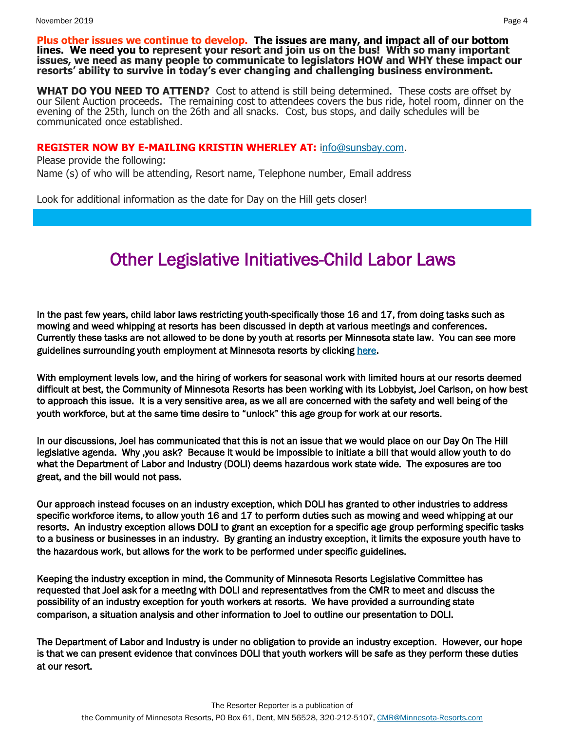**Plus other issues we continue to develop. The issues are many, and impact all of our bottom lines. We need you to represent your resort and join us on the bus! With so many important issues, we need as many people to communicate to legislators HOW and WHY these impact our resorts' ability to survive in today's ever changing and challenging business environment.**

**WHAT DO YOU NEED TO ATTEND?** Cost to attend is still being determined. These costs are offset by our Silent Auction proceeds. The remaining cost to attendees covers the bus ride, hotel room, dinner on the evening of the 25th, lunch on the 26th and all snacks. Cost, bus stops, and daily schedules will be communicated once established.

**REGISTER NOW BY E-MAILING KRISTIN WHERLEY AT:** info@sunsbay.com.

Please provide the following:

Name (s) of who will be attending, Resort name, Telephone number, Email address

Look for additional information as the date for Day on the Hill gets closer!

# Other Legislative Initiatives-Child Labor Laws

In the past few years, child labor laws restricting youth-specifically those 16 and 17, from doing tasks such as mowing and weed whipping at resorts has been discussed in depth at various meetings and conferences. Currently these tasks are not allowed to be done by youth at resorts per Minnesota state law. You can see more guidelines surrounding youth employment at Minnesota resorts by clicking **here**.

With employment levels low, and the hiring of workers for seasonal work with limited hours at our resorts deemed difficult at best, the Community of Minnesota Resorts has been working with its Lobbyist, Joel Carlson, on how best to approach this issue. It is a very sensitive area, as we all are concerned with the safety and well being of the youth workforce, but at the same time desire to "unlock" this age group for work at our resorts.

In our discussions, Joel has communicated that this is not an issue that we would place on our Day On The Hill legislative agenda. Why ,you ask? Because it would be impossible to initiate a bill that would allow youth to do what the Department of Labor and Industry (DOLI) deems hazardous work state wide. The exposures are too great, and the bill would not pass.

Our approach instead focuses on an industry exception, which DOLI has granted to other industries to address specific workforce items, to allow youth 16 and 17 to perform duties such as mowing and weed whipping at our resorts. An industry exception allows DOLI to grant an exception for a specific age group performing specific tasks to a business or businesses in an industry. By granting an industry exception, it limits the exposure youth have to the hazardous work, but allows for the work to be performed under specific guidelines.

Keeping the industry exception in mind, the Community of Minnesota Resorts Legislative Committee has requested that Joel ask for a meeting with DOLI and representatives from the CMR to meet and discuss the possibility of an industry exception for youth workers at resorts. We have provided a surrounding state comparison, a situation analysis and other information to Joel to outline our presentation to DOLI.

The Department of Labor and Industry is under no obligation to provide an industry exception. However, our hope is that we can present evidence that convinces DOLI that youth workers will be safe as they perform these duties at our resort.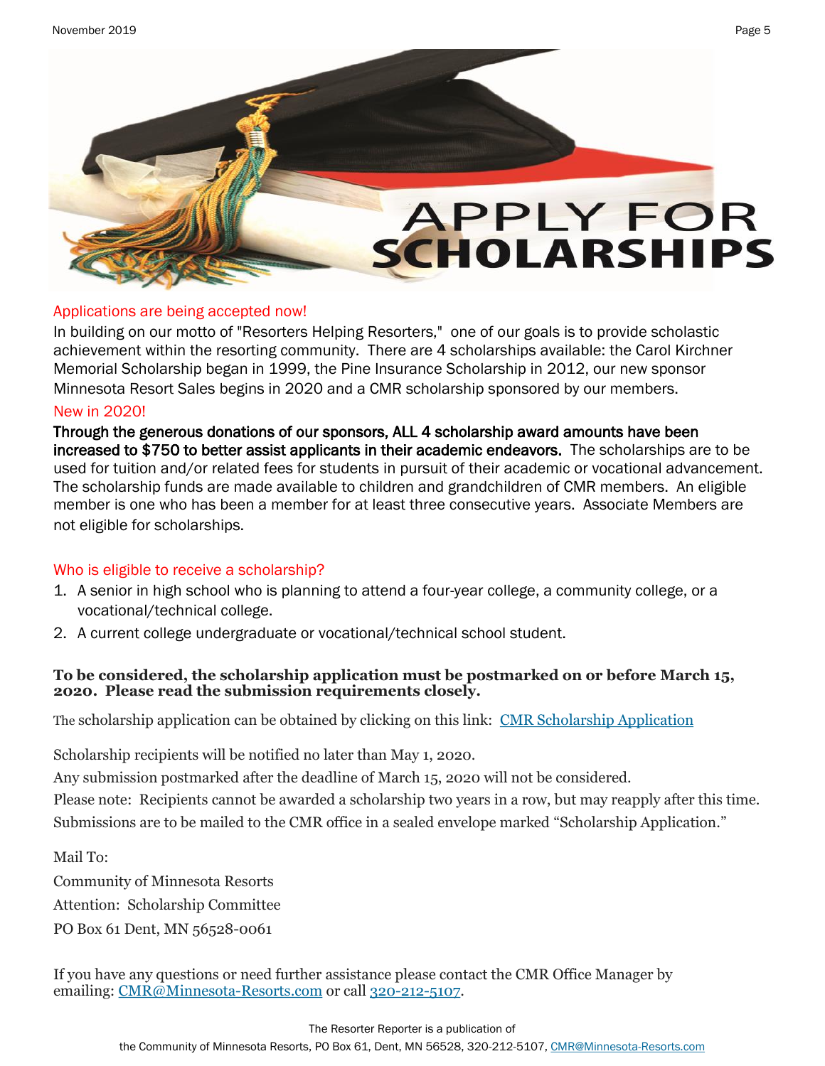# APPLY FOR SCHOLARSHIPS

## Applications are being accepted now!

In building on our motto of "Resorters Helping Resorters," one of our goals is to provide scholastic achievement within the resorting community. There are 4 scholarships available: the Carol Kirchner Memorial Scholarship began in 1999, the Pine Insurance Scholarship in 2012, our new sponsor Minnesota Resort Sales begins in 2020 and a CMR scholarship sponsored by our members.

## New in 2020!

**Through the generous donations of our sponsors, ALL 4 scholarship award amounts have been increased to $750 to better assist applicants in their academic endeavors.** The scholarships are to be used for tuition and/or related fees for students in pursuit of their academic or vocational advancement. The scholarship funds are made available to children and grandchildren of CMR members. An eligible member is one who has been a member for at least three consecutive years. Associate Members are not eligible for scholarships.

## Who is eligible to receive a scholarship?

1. A senior in high school who is planning to attend a four-year college, a community college, or a vocational/technical college.
2. A current college undergraduate or vocational/technical school student.

**To be considered, the scholarship application must be postmarked on or before March 15, 2020. Please read the submission requirements closely.**

The scholarship application can be obtained by clicking on this link: CMR Scholarship Application

Scholarship recipients will be notified no later than May 1, 2020.

Any submission postmarked after the deadline of March 15, 2020 will not be considered.

Please note: Recipients cannot be awarded a scholarship two years in a row, but may reapply after this time.

Submissions are to be mailed to the CMR office in a sealed envelope marked "Scholarship Application."

Mail To:

Community of Minnesota Resorts

Attention: Scholarship Committee

PO Box 61 Dent, MN 56528-0061

If you have any questions or need further assistance please contact the CMR Office Manager by emailing: CMR@Minnesota-Resorts.com or call 320-212-5107.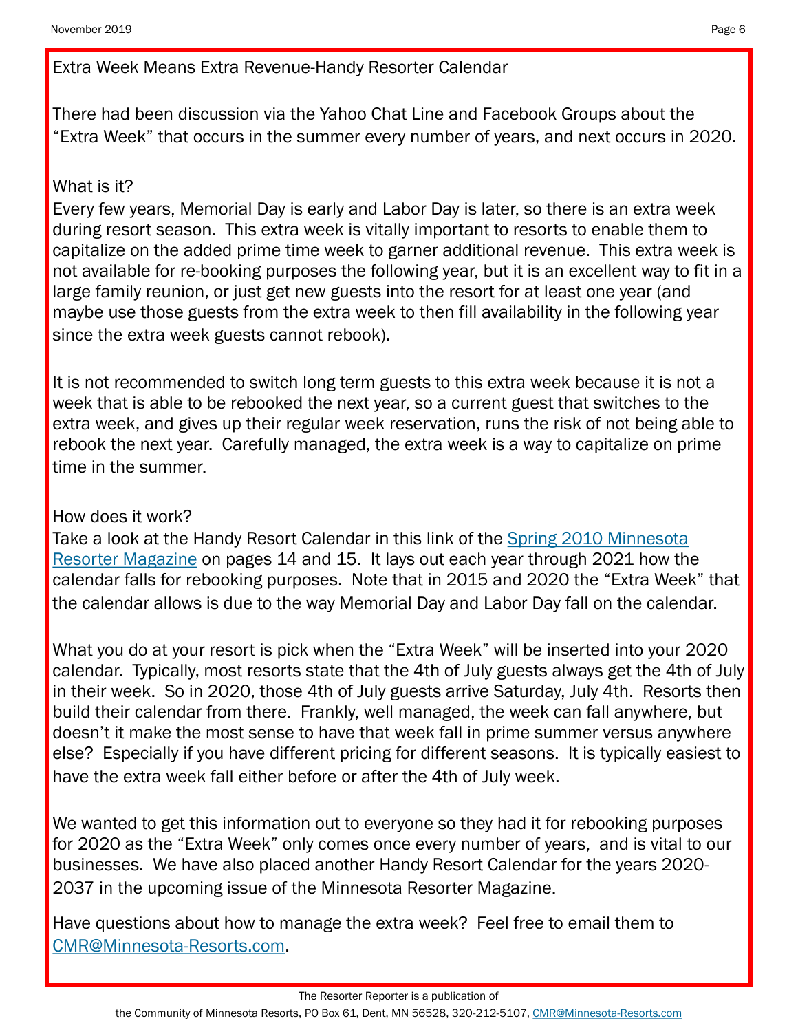## Extra Week Means Extra Revenue-Handy Resorter Calendar

There had been discussion via the Yahoo Chat Line and Facebook Groups about the "Extra Week" that occurs in the summer every number of years, and next occurs in 2020.

### What is it?

Every few years, Memorial Day is early and Labor Day is later, so there is an extra week during resort season. This extra week is vitally important to resorts to enable them to capitalize on the added prime time week to garner additional revenue. This extra week is not available for re-booking purposes the following year, but it is an excellent way to fit in a large family reunion, or just get new guests into the resort for at least one year (and maybe use those guests from the extra week to then fill availability in the following year since the extra week guests cannot rebook).

It is not recommended to switch long term guests to this extra week because it is not a week that is able to be rebooked the next year, so a current guest that switches to the extra week, and gives up their regular week reservation, runs the risk of not being able to rebook the next year. Carefully managed, the extra week is a way to capitalize on prime time in the summer.

### How does it work?

Take a look at the Handy Resort Calendar in this link of the [Spring 2010 Minnesota Resorter Magazine] on pages 14 and 15. It lays out each year through 2021 how the calendar falls for rebooking purposes. Note that in 2015 and 2020 the "Extra Week" that the calendar allows is due to the way Memorial Day and Labor Day fall on the calendar.

What you do at your resort is pick when the "Extra Week" will be inserted into your 2020 calendar. Typically, most resorts state that the 4th of July guests always get the 4th of July in their week. So in 2020, those 4th of July guests arrive Saturday, July 4th. Resorts then build their calendar from there. Frankly, well managed, the week can fall anywhere, but doesn't it make the most sense to have that week fall in prime summer versus anywhere else? Especially if you have different pricing for different seasons. It is typically easiest to have the extra week fall either before or after the 4th of July week.

We wanted to get this information out to everyone so they had it for rebooking purposes for 2020 as the "Extra Week" only comes once every number of years, and is vital to our businesses. We have also placed another Handy Resort Calendar for the years 2020-2037 in the upcoming issue of the Minnesota Resorter Magazine.

Have questions about how to manage the extra week? Feel free to email them to CMR@Minnesota-Resorts.com.

The Resorter Reporter is a publication of the Community of Minnesota Resorts, PO Box 61, Dent, MN 56528, 320-212-5107, CMR@Minnesota-Resorts.com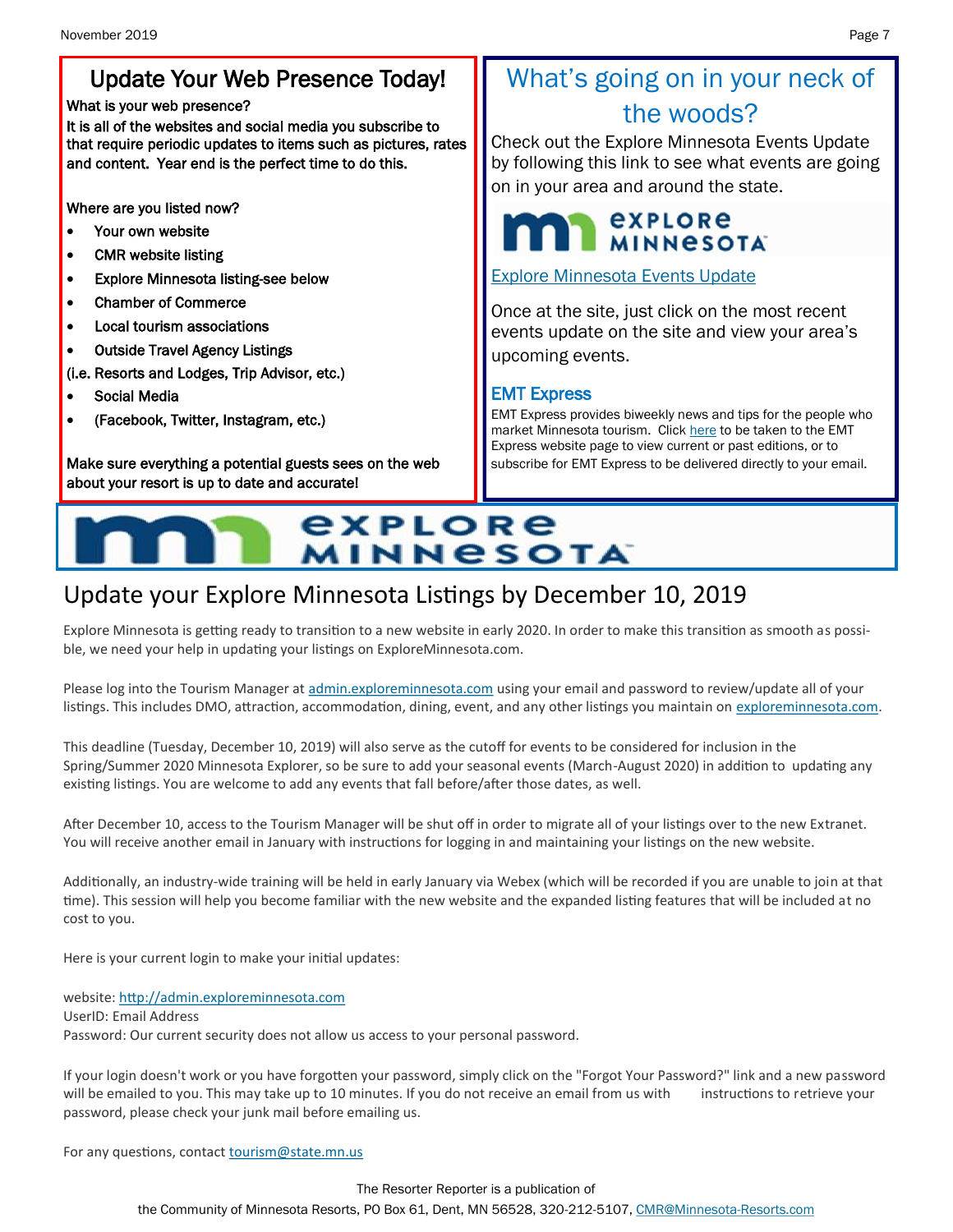## Update Your Web Presence Today!

**What is your web presence?**

**It is all of the websites and social media you subscribe to that require periodic updates to items such as pictures, rates and content. Year end is the perfect time to do this.**

Where are you listed now?

- Your own website
- CMR website listing
- Explore Minnesota listing-see below
- Chamber of Commerce
- Local tourism associations
- Outside Travel Agency Listings

(i.e. Resorts and Lodges, Trip Advisor, etc.)

- Social Media
- (Facebook, Twitter, Instagram, etc.)

Make sure everything a potential guests sees on the web about your resort is up to date and accurate!

## What's going on in your neck of the woods?

Check out the Explore Minnesota Events Update by following this link to see what events are going on in your area and around the state.

explore MINNESOTA

[Explore Minnesota Events Update]

Once at the site, just click on the most recent events update on the site and view your area's upcoming events.

### EMT Express

EMT Express provides biweekly news and tips for the people who market Minnesota tourism. Click here to be taken to the EMT Express website page to view current or past editions, or to subscribe for EMT Express to be delivered directly to your email.

explore MINNESOTA

## Update your Explore Minnesota Listings by December 10, 2019

Explore Minnesota is getting ready to transition to a new website in early 2020. In order to make this transition as smooth as possible, we need your help in updating your listings on ExploreMinnesota.com.

Please log into the Tourism Manager at admin.exploreminnesota.com using your email and password to review/update all of your listings. This includes DMO, attraction, accommodation, dining, event, and any other listings you maintain on exploreminnesota.com.

This deadline (Tuesday, December 10, 2019) will also serve as the cutoff for events to be considered for inclusion in the Spring/Summer 2020 Minnesota Explorer, so be sure to add your seasonal events (March-August 2020) in addition to updating any existing listings. You are welcome to add any events that fall before/after those dates, as well.

After December 10, access to the Tourism Manager will be shut off in order to migrate all of your listings over to the new Extranet. You will receive another email in January with instructions for logging in and maintaining your listings on the new website.

Additionally, an industry-wide training will be held in early January via Webex (which will be recorded if you are unable to join at that time). This session will help you become familiar with the new website and the expanded listing features that will be included at no cost to you.

Here is your current login to make your initial updates:

website: http://admin.exploreminnesota.com
UserID: Email Address
Password: Our current security does not allow us access to your personal password.

If your login doesn't work or you have forgotten your password, simply click on the "Forgot Your Password?" link and a new password will be emailed to you. This may take up to 10 minutes. If you do not receive an email from us with instructions to retrieve your password, please check your junk mail before emailing us.

For any questions, contact tourism@state.mn.us

The Resorter Reporter is a publication of
the Community of Minnesota Resorts, PO Box 61, Dent, MN 56528, 320-212-5107, CMR@Minnesota-Resorts.com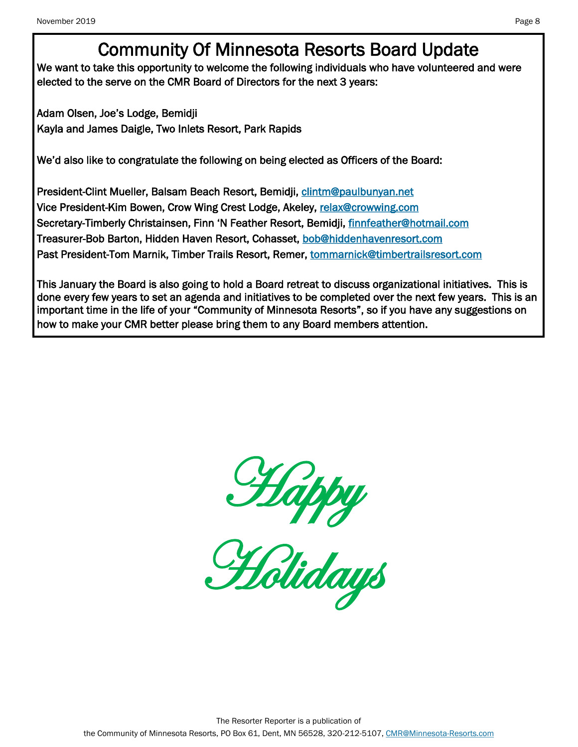# Community Of Minnesota Resorts Board Update

We want to take this opportunity to welcome the following individuals who have volunteered and were elected to the serve on the CMR Board of Directors for the next 3 years:

Adam Olsen, Joe's Lodge, Bemidji
Kayla and James Daigle, Two Inlets Resort, Park Rapids

We'd also like to congratulate the following on being elected as Officers of the Board:

President-Clint Mueller, Balsam Beach Resort, Bemidji, clintm@paulbunyan.net
Vice President-Kim Bowen, Crow Wing Crest Lodge, Akeley, relax@crowwing.com
Secretary-Timberly Christainsen, Finn 'N Feather Resort, Bemidji, finnfeather@hotmail.com
Treasurer-Bob Barton, Hidden Haven Resort, Cohasset, bob@hiddenhavenresort.com
Past President-Tom Marnik, Timber Trails Resort, Remer, tommarnick@timbertrailsresort.com

This January the Board is also going to hold a Board retreat to discuss organizational initiatives. This is done every few years to set an agenda and initiatives to be completed over the next few years. This is an important time in the life of your "Community of Minnesota Resorts", so if you have any suggestions on how to make your CMR better please bring them to any Board members attention.

*Happy Holidays*

The Resorter Reporter is a publication of the Community of Minnesota Resorts, PO Box 61, Dent, MN 56528, 320-212-5107, CMR@Minnesota-Resorts.com